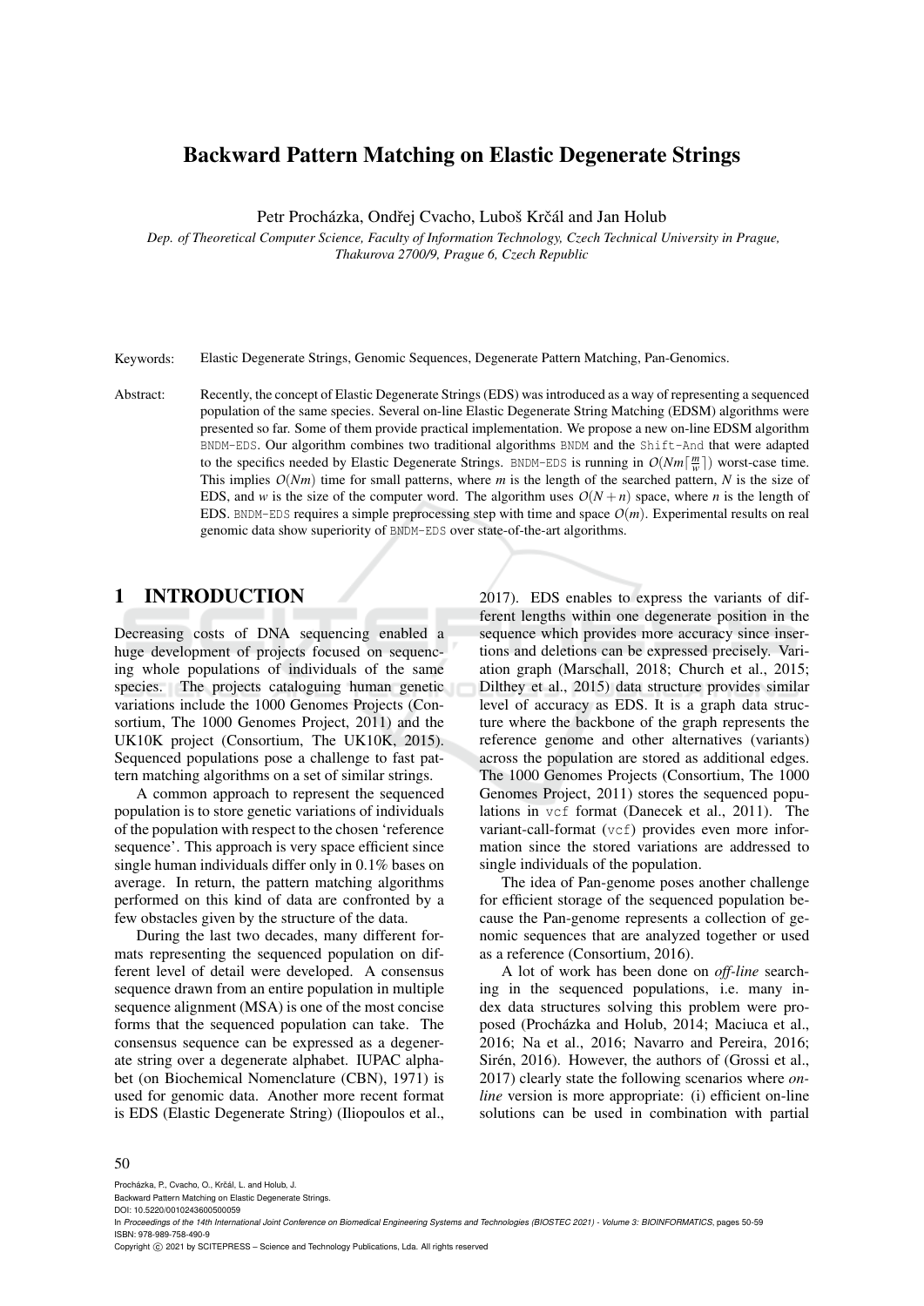# Backward Pattern Matching on Elastic Degenerate Strings

Petr Procházka, Ondřej Cvacho, Luboš Krčál and Jan Holub

*Dep. of Theoretical Computer Science, Faculty of Information Technology, Czech Technical University in Prague, Thakurova 2700/9, Prague 6, Czech Republic*

Keywords: Elastic Degenerate Strings, Genomic Sequences, Degenerate Pattern Matching, Pan-Genomics.

Abstract: Recently, the concept of Elastic Degenerate Strings (EDS) was introduced as a way of representing a sequenced population of the same species. Several on-line Elastic Degenerate String Matching (EDSM) algorithms were presented so far. Some of them provide practical implementation. We propose a new on-line EDSM algorithm BNDM-EDS. Our algorithm combines two traditional algorithms BNDM and the Shift-And that were adapted to the specifics needed by Elastic Degenerate Strings. BNDM-EDS is running in $O(Nm\lceil \frac{m}{w} \rceil)$ worst-case time. This implies $O(Nm)$ time for small patterns, where $m$ is the length of the searched pattern, $N$ is the size of EDS, and $w$ is the size of the computer word. The algorithm uses $O(N+n)$ space, where $n$ is the length of EDS. BNDM-EDS requires a simple preprocessing step with time and space $O(m)$. Experimental results on real genomic data show superiority of BNDM-EDS over state-of-the-art algorithms.

## 1 INTRODUCTION

Decreasing costs of DNA sequencing enabled a huge development of projects focused on sequencing whole populations of individuals of the same species. The projects cataloguing human genetic variations include the 1000 Genomes Projects (Consortium, The 1000 Genomes Project, 2011) and the UK10K project (Consortium, The UK10K, 2015). Sequenced populations pose a challenge to fast pattern matching algorithms on a set of similar strings.

A common approach to represent the sequenced population is to store genetic variations of individuals of the population with respect to the chosen 'reference sequence'. This approach is very space efficient since single human individuals differ only in 0.1% bases on average. In return, the pattern matching algorithms performed on this kind of data are confronted by a few obstacles given by the structure of the data.

During the last two decades, many different formats representing the sequenced population on different level of detail were developed. A consensus sequence drawn from an entire population in multiple sequence alignment (MSA) is one of the most concise forms that the sequenced population can take. The consensus sequence can be expressed as a degenerate string over a degenerate alphabet. IUPAC alphabet (on Biochemical Nomenclature (CBN), 1971) is used for genomic data. Another more recent format is EDS (Elastic Degenerate String) (Iliopoulos et al., 2017). EDS enables to express the variants of different lengths within one degenerate position in the sequence which provides more accuracy since insertions and deletions can be expressed precisely. Variation graph (Marschall, 2018; Church et al., 2015; Dilthey et al., 2015) data structure provides similar level of accuracy as EDS. It is a graph data structure where the backbone of the graph represents the reference genome and other alternatives (variants) across the population are stored as additional edges. The 1000 Genomes Projects (Consortium, The 1000 Genomes Project, 2011) stores the sequenced populations in vcf format (Danecek et al., 2011). The variant-call-format (vcf) provides even more information since the stored variations are addressed to single individuals of the population.

The idea of Pan-genome poses another challenge for efficient storage of the sequenced population because the Pan-genome represents a collection of genomic sequences that are analyzed together or used as a reference (Consortium, 2016).

A lot of work has been done on *off-line* searching in the sequenced populations, i.e. many index data structures solving this problem were proposed (Procházka and Holub, 2014; Maciuca et al., 2016; Na et al., 2016; Navarro and Pereira, 2016; Sirén, 2016). However, the authors of (Grossi et al., 2017) clearly state the following scenarios where *on-line* version is more appropriate: (i) efficient on-line solutions can be used in combination with partial

Procházka, P., Cvacho, O., Krčál, L. and Holub, J.
Backward Pattern Matching on Elastic Degenerate Strings.
DOI: 10.5220/0010243600500059
In *Proceedings of the 14th International Joint Conference on Biomedical Engineering Systems and Technologies (BIOSTEC 2021) - Volume 3: BIOINFORMATICS*, pages 50-59
ISBN: 978-989-758-490-9
Copyright © 2021 by SCITEPRESS – Science and Technology Publications, Lda. All rights reserved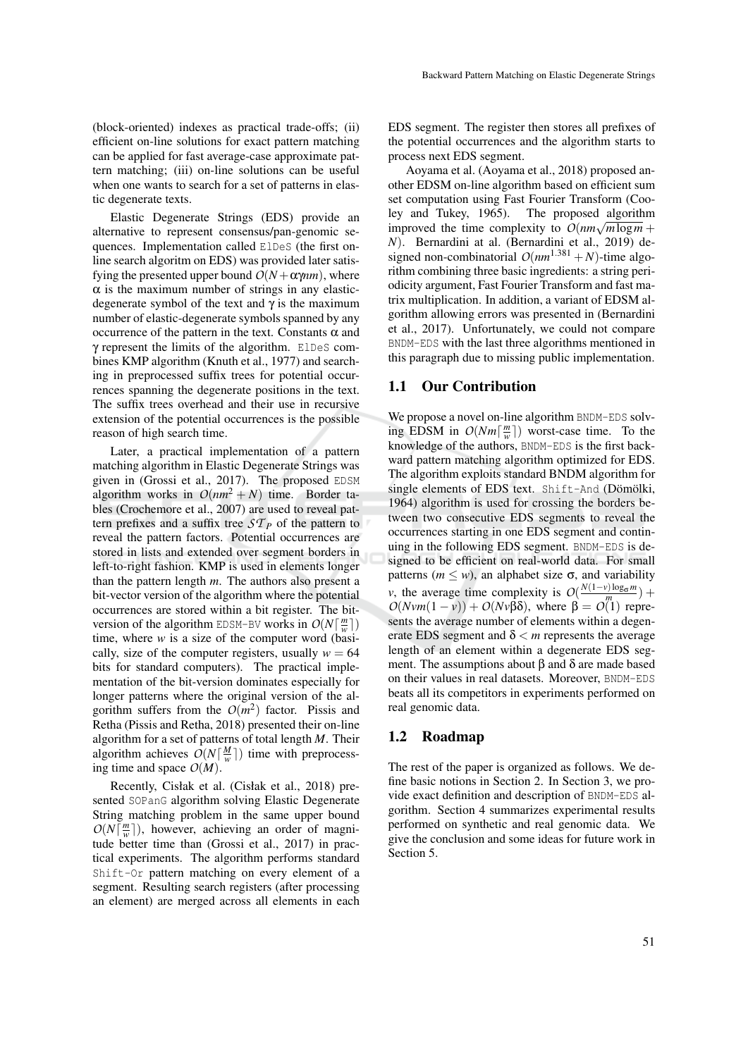(block-oriented) indexes as practical trade-offs; (ii) efficient on-line solutions for exact pattern matching can be applied for fast average-case approximate pattern matching; (iii) on-line solutions can be useful when one wants to search for a set of patterns in elastic degenerate texts.

Elastic Degenerate Strings (EDS) provide an alternative to represent consensus/pan-genomic sequences. Implementation called `ElDeS` (the first on-line search algoritm on EDS) was provided later satisfying the presented upper bound $O(N + \alpha\gamma nm)$, where $\alpha$ is the maximum number of strings in any elastic-degenerate symbol of the text and $\gamma$ is the maximum number of elastic-degenerate symbols spanned by any occurrence of the pattern in the text. Constants $\alpha$ and $\gamma$ represent the limits of the algorithm. `ElDeS` combines KMP algorithm (Knuth et al., 1977) and searching in preprocessed suffix trees for potential occurrences spanning the degenerate positions in the text. The suffix trees overhead and their use in recursive extension of the potential occurrences is the possible reason of high search time.

Later, a practical implementation of a pattern matching algorithm in Elastic Degenerate Strings was given in (Grossi et al., 2017). The proposed `EDSM` algorithm works in $O(nm^2 + N)$ time. Border tables (Crochemore et al., 2007) are used to reveal pattern prefixes and a suffix tree $\mathcal{ST}_P$ of the pattern to reveal the pattern factors. Potential occurrences are stored in lists and extended over segment borders in left-to-right fashion. KMP is used in elements longer than the pattern length $m$. The authors also present a bit-vector version of the algorithm where the potential occurrences are stored within a bit register. The bit-version of the algorithm `EDSM-BV` works in $O(N\lceil \frac{m}{w} \rceil)$ time, where $w$ is a size of the computer word (basically, size of the computer registers, usually $w = 64$ bits for standard computers). The practical implementation of the bit-version dominates especially for longer patterns where the original version of the algorithm suffers from the $O(m^2)$ factor. Pissis and Retha (Pissis and Retha, 2018) presented their on-line algorithm for a set of patterns of total length $M$. Their algorithm achieves $O(N\lceil \frac{M}{w} \rceil)$ time with preprocessing time and space $O(M)$.

Recently, Cisłak et al. (Cisłak et al., 2018) presented `SOPanG` algorithm solving Elastic Degenerate String matching problem in the same upper bound $O(N\lceil \frac{m}{w} \rceil)$, however, achieving an order of magnitude better time than (Grossi et al., 2017) in practical experiments. The algorithm performs standard `Shift-Or` pattern matching on every element of a segment. Resulting search registers (after processing an element) are merged across all elements in each EDS segment. The register then stores all prefixes of the potential occurrences and the algorithm starts to process next EDS segment.

Aoyama et al. (Aoyama et al., 2018) proposed another EDSM on-line algorithm based on efficient sum set computation using Fast Fourier Transform (Cooley and Tukey, 1965). The proposed algorithm improved the time complexity to $O(nm\sqrt{m \log m} + N)$. Bernardini at al. (Bernardini et al., 2019) designed non-combinatorial $O(nm^{1.381} + N)$-time algorithm combining three basic ingredients: a string periodicity argument, Fast Fourier Transform and fast matrix multiplication. In addition, a variant of EDSM algorithm allowing errors was presented in (Bernardini et al., 2017). Unfortunately, we could not compare `BNDM-EDS` with the last three algorithms mentioned in this paragraph due to missing public implementation.

## 1.1 Our Contribution

We propose a novel on-line algorithm `BNDM-EDS` solving EDSM in $O(Nm\lceil \frac{m}{w} \rceil)$ worst-case time. To the knowledge of the authors, `BNDM-EDS` is the first backward pattern matching algorithm optimized for EDS. The algorithm exploits standard BNDM algorithm for single elements of EDS text. `Shift-And` (Dömölki, 1964) algorithm is used for crossing the borders between two consecutive EDS segments to reveal the occurrences starting in one EDS segment and continuing in the following EDS segment. `BNDM-EDS` is designed to be efficient on real-world data. For small patterns ($m \leq w$), an alphabet size $\sigma$, and variability $v$, the average time complexity is $O(\frac{N(1-v)\log_\sigma m}{m}) + O(Nvm(1-v)) + O(Nv\beta\delta)$, where $\beta = O(1)$ represents the average number of elements within a degenerate EDS segment and $\delta < m$ represents the average length of an element within a degenerate EDS segment. The assumptions about $\beta$ and $\delta$ are made based on their values in real datasets. Moreover, `BNDM-EDS` beats all its competitors in experiments performed on real genomic data.

## 1.2 Roadmap

The rest of the paper is organized as follows. We define basic notions in Section 2. In Section 3, we provide exact definition and description of `BNDM-EDS` algorithm. Section 4 summarizes experimental results performed on synthetic and real genomic data. We give the conclusion and some ideas for future work in Section 5.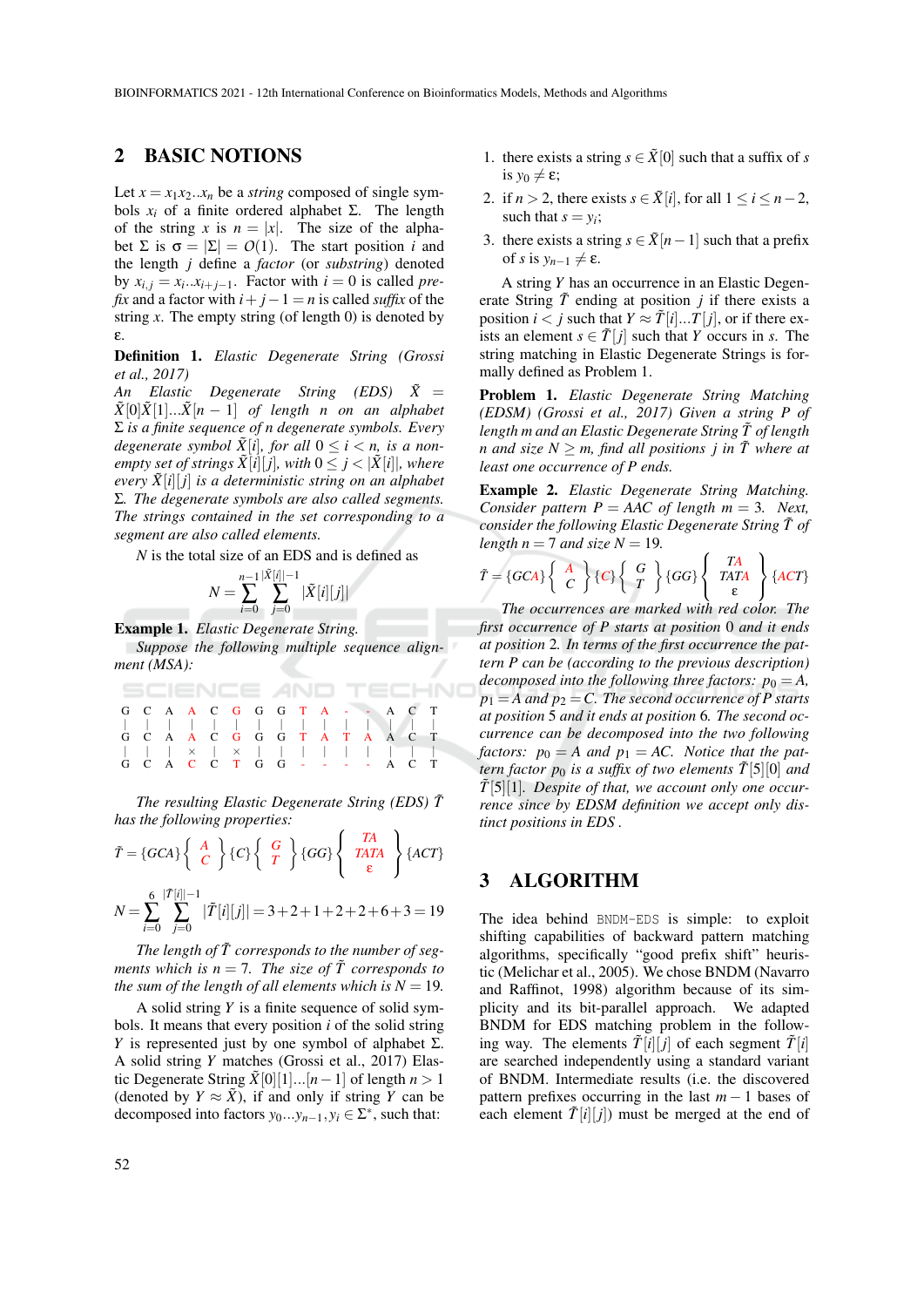## 2 BASIC NOTIONS

Let $x = x_1 x_2..x_n$ be a *string* composed of single symbols $x_i$ of a finite ordered alphabet $\Sigma$. The length of the string $x$ is $n = |x|$. The size of the alphabet $\Sigma$ is $\sigma = |\Sigma| = O(1)$. The start position $i$ and the length $j$ define a *factor* (or *substring*) denoted by $x_{i,j} = x_i..x_{i+j-1}$. Factor with $i = 0$ is called *prefix* and a factor with $i + j - 1 = n$ is called *suffix* of the string $x$. The empty string (of length 0) is denoted by $\varepsilon$.

**Definition 1.** *Elastic Degenerate String (Grossi et al., 2017)*
*An Elastic Degenerate String (EDS) $\tilde{X} = \tilde{X}[0]\tilde{X}[1]...\tilde{X}[n-1]$ of length $n$ on an alphabet $\Sigma$ is a finite sequence of $n$ degenerate symbols. Every degenerate symbol $\tilde{X}[i]$, for all $0 \leq i < n$, is a non-empty set of strings $\tilde{X}[i][j]$, with $0 \leq j < |\tilde{X}[i]|$, where every $\tilde{X}[i][j]$ is a deterministic string on an alphabet $\Sigma$. The degenerate symbols are also called segments. The strings contained in the set corresponding to a segment are also called elements.*

$N$ is the total size of an EDS and is defined as

$$N = \sum_{i=0}^{n-1} \sum_{j=0}^{|\tilde{X}[i]|-1} |\tilde{X}[i][j]|$$

**Example 1.** *Elastic Degenerate String.*

*Suppose the following multiple sequence alignment (MSA):*

```
G C A A C G G G T A - - A C T
| | | | | | | | | | | | | | |
G C A A C G G G T A T A A C T
| | | × | × | | | | | | | | |
G C A C C T G G - - - - A C T
```

*The resulting Elastic Degenerate String (EDS) $\tilde{T}$ has the following properties:*

$$\tilde{T} = \{GCA\}\left\{\begin{array}{c} A \\ C \end{array}\right\}\{C\}\left\{\begin{array}{c} G \\ T \end{array}\right\}\{GG\}\left\{\begin{array}{c} TA \\ TATA \\ \varepsilon \end{array}\right\}\{ACT\}$$

$$N = \sum_{i=0}^{6} \sum_{j=0}^{|\tilde{T}[i]|-1} |\tilde{T}[i][j]| = 3+2+1+2+2+6+3 = 19$$

*The length of $\tilde{T}$ corresponds to the number of segments which is $n = 7$. The size of $\tilde{T}$ corresponds to the sum of the length of all elements which is $N = 19$.*

A solid string $Y$ is a finite sequence of solid symbols. It means that every position $i$ of the solid string $Y$ is represented just by one symbol of alphabet $\Sigma$. A solid string $Y$ matches (Grossi et al., 2017) Elastic Degenerate String $\tilde{X}[0][1]...[n-1]$ of length $n > 1$ (denoted by $Y \approx \tilde{X}$), if and only if string $Y$ can be decomposed into factors $y_0...y_{n-1}, y_i \in \Sigma^*$, such that:

1. there exists a string $s \in \tilde{X}[0]$ such that a suffix of $s$ is $y_0 \neq \varepsilon$;
2. if $n > 2$, there exists $s \in \tilde{X}[i]$, for all $1 \leq i \leq n-2$, such that $s = y_i$;
3. there exists a string $s \in \tilde{X}[n-1]$ such that a prefix of $s$ is $y_{n-1} \neq \varepsilon$.

A string $Y$ has an occurrence in an Elastic Degenerate String $\tilde{T}$ ending at position $j$ if there exists a position $i < j$ such that $Y \approx \tilde{T}[i]...T[j]$, or if there exists an element $s \in \tilde{T}[j]$ such that $Y$ occurs in $s$. The string matching in Elastic Degenerate Strings is formally defined as Problem 1.

**Problem 1.** *Elastic Degenerate String Matching (EDSM) (Grossi et al., 2017) Given a string $P$ of length $m$ and an Elastic Degenerate String $\tilde{T}$ of length $n$ and size $N \geq m$, find all positions $j$ in $\tilde{T}$ where at least one occurrence of $P$ ends.*

**Example 2.** *Elastic Degenerate String Matching. Consider pattern $P = AAC$ of length $m = 3$. Next, consider the following Elastic Degenerate String $\tilde{T}$ of length $n = 7$ and size $N = 19$.*

$$\tilde{T} = \{GCA\}\left\{\begin{array}{c} A \\ C \end{array}\right\}\{C\}\left\{\begin{array}{c} G \\ T \end{array}\right\}\{GG\}\left\{\begin{array}{c} TA \\ TATA \\ \varepsilon \end{array}\right\}\{ACT\}$$

*The occurrences are marked with red color. The first occurrence of $P$ starts at position 0 and it ends at position 2. In terms of the first occurrence the pattern $P$ can be (according to the previous description) decomposed into the following three factors: $p_0 = A$, $p_1 = A$ and $p_2 = C$. The second occurrence of $P$ starts at position 5 and it ends at position 6. The second occurrence can be decomposed into the two following factors: $p_0 = A$ and $p_1 = AC$. Notice that the pattern factor $p_0$ is a suffix of two elements $\tilde{T}[5][0]$ and $\tilde{T}[5][1]$. Despite of that, we account only one occurrence since by EDSM definition we accept only distinct positions in EDS .*

## 3 ALGORITHM

The idea behind `BNDM-EDS` is simple: to exploit shifting capabilities of backward pattern matching algorithms, specifically "good prefix shift" heuristic (Melichar et al., 2005). We chose BNDM (Navarro and Raffinot, 1998) algorithm because of its simplicity and its bit-parallel approach. We adapted BNDM for EDS matching problem in the following way. The elements $\tilde{T}[i][j]$ of each segment $\tilde{T}[i]$ are searched independently using a standard variant of BNDM. Intermediate results (i.e. the discovered pattern prefixes occurring in the last $m-1$ bases of each element $\tilde{T}[i][j]$) must be merged at the end of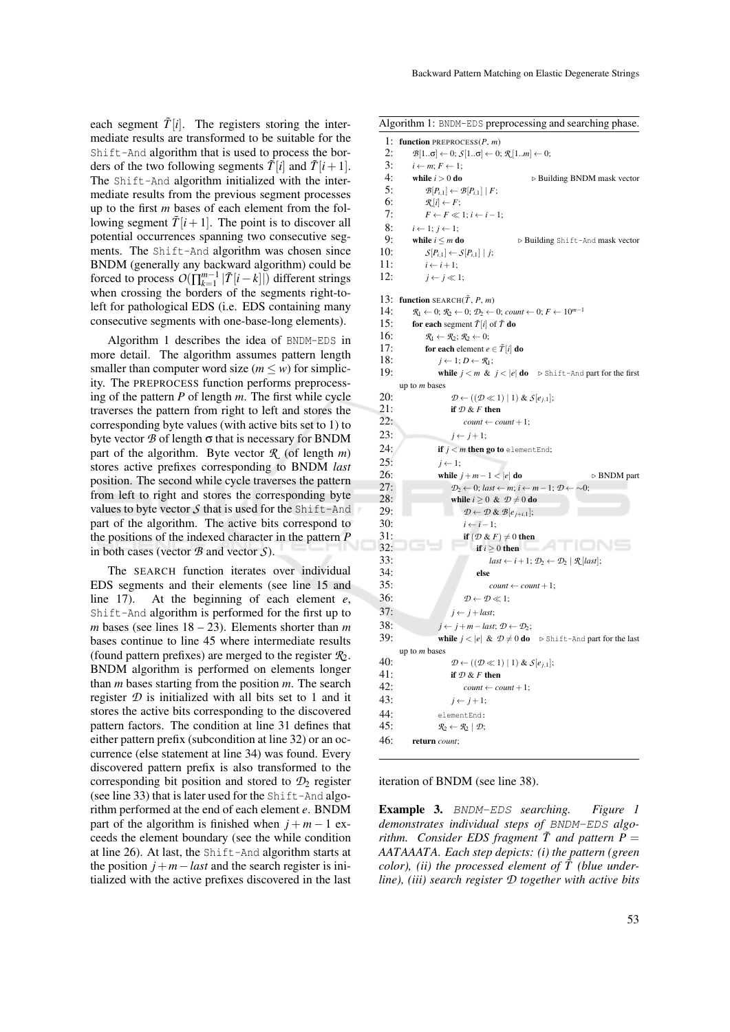each segment $\tilde{T}[i]$. The registers storing the intermediate results are transformed to be suitable for the Shift-And algorithm that is used to process the borders of the two following segments $\tilde{T}[i]$ and $\tilde{T}[i+1]$. The Shift-And algorithm initialized with the intermediate results from the previous segment processes up to the first $m$ bases of each element from the following segment $\tilde{T}[i+1]$. The point is to discover all potential occurrences spanning two consecutive segments. The Shift-And algorithm was chosen since BNDM (generally any backward algorithm) could be forced to process $O(\prod_{k=1}^{m-1} |\tilde{T}[i-k]|)$ different strings when crossing the borders of the segments right-to-left for pathological EDS (i.e. EDS containing many consecutive segments with one-base-long elements).

Algorithm 1 describes the idea of BNDM-EDS in more detail. The algorithm assumes pattern length smaller than computer word size ($m \leq w$) for simplicity. The PREPROCESS function performs preprocessing of the pattern $P$ of length $m$. The first while cycle traverses the pattern from right to left and stores the corresponding byte values (with active bits set to 1) to byte vector $\mathcal{B}$ of length $\sigma$ that is necessary for BNDM part of the algorithm. Byte vector $\mathcal{R}$ (of length $m$) stores active prefixes corresponding to BNDM *last* position. The second while cycle traverses the pattern from left to right and stores the corresponding byte values to byte vector $\mathcal{S}$ that is used for the Shift-And part of the algorithm. The active bits correspond to the positions of the indexed character in the pattern $P$ in both cases (vector $\mathcal{B}$ and vector $\mathcal{S}$).

The SEARCH function iterates over individual EDS segments and their elements (see line 15 and line 17). At the beginning of each element $e$, Shift-And algorithm is performed for the first up to $m$ bases (see lines 18 – 23). Elements shorter than $m$ bases continue to line 45 where intermediate results (found pattern prefixes) are merged to the register $\mathcal{R}_2$. BNDM algorithm is performed on elements longer than $m$ bases starting from the position $m$. The search register $\mathcal{D}$ is initialized with all bits set to 1 and it stores the active bits corresponding to the discovered pattern factors. The condition at line 31 defines that either pattern prefix (subcondition at line 32) or an occurrence (else statement at line 34) was found. Every discovered pattern prefix is also transformed to the corresponding bit position and stored to $\mathcal{D}_2$ register (see line 33) that is later used for the Shift-And algorithm performed at the end of each element $e$. BNDM part of the algorithm is finished when $j+m-1$ exceeds the element boundary (see the while condition at line 26). At last, the Shift-And algorithm starts at the position $j+m-last$ and the search register is initialized with the active prefixes discovered in the last iteration of BNDM (see line 38).

**Algorithm 1:** BNDM-EDS preprocessing and searching phase.

```
 1: function PREPROCESS(P, m)
 2:     B[1..σ] ← 0; S[1..σ] ← 0; R[1..m] ← 0;
 3:     i ← m; F ← 1;
 4:     while i > 0 do                          ▷ Building BNDM mask vector
 5:         B[P_{i,1}] ← B[P_{i,1}] | F;
 6:         R[i] ← F;
 7:         F ← F ≪ 1; i ← i − 1;
 8:     i ← 1; j ← 1;
 9:     while i ≤ m do                          ▷ Building Shift-And mask vector
10:         S[P_{i,1}] ← S[P_{i,1}] | j;
11:         i ← i + 1;
12:         j ← j ≪ 1;

13: function SEARCH(T̃, P, m)
14:     R_1 ← 0; R_2 ← 0; D_2 ← 0; count ← 0; F ← 10^{m−1}
15:     for each segment T̃[i] of T̃ do
16:         R_1 ← R_2; R_2 ← 0;
17:         for each element e ∈ T̃[i] do
18:             j ← 1; D ← R_1;
19:             while j < m & j < |e| do    ▷ Shift-And part for the first up to m bases
20:                 D ← ((D ≪ 1) | 1) & S[e_{j,1}];
21:                 if D & F then
22:                     count ← count + 1;
23:                 j ← j + 1;
24:             if j < m then go to elementEnd;
25:             j ← 1;
26:             while j + m − 1 < |e| do                    ▷ BNDM part
27:                 D_2 ← 0; last ← m; i ← m − 1; D ← ∼0;
28:                 while i ≥ 0 & D ≠ 0 do
29:                     D ← D & B[e_{j+i,1}];
30:                     i ← i − 1;
31:                     if (D & F) ≠ 0 then
32:                         if i ≥ 0 then
33:                             last ← i + 1; D_2 ← D_2 | R[last];
34:                         else
35:                             count ← count + 1;
36:                     D ← D ≪ 1;
37:                 j ← j + last;
38:             j ← j + m − last; D ← D_2;
39:             while j < |e| & D ≠ 0 do    ▷ Shift-And part for the last up to m bases
40:                 D ← ((D ≪ 1) | 1) & S[e_{j,1}];
41:                 if D & F then
42:                     count ← count + 1;
43:                 j ← j + 1;
44:             elementEnd:
45:             R_2 ← R_1 | D;
46:     return count;
```

**Example 3.** *BNDM-EDS searching. Figure 1 demonstrates individual steps of BNDM-EDS algorithm. Consider EDS fragment $\tilde{T}$ and pattern $P =$ AATAAATA. Each step depicts: (i) the pattern (green color), (ii) the processed element of $\tilde{T}$ (blue underline), (iii) search register $\mathcal{D}$ together with active bits*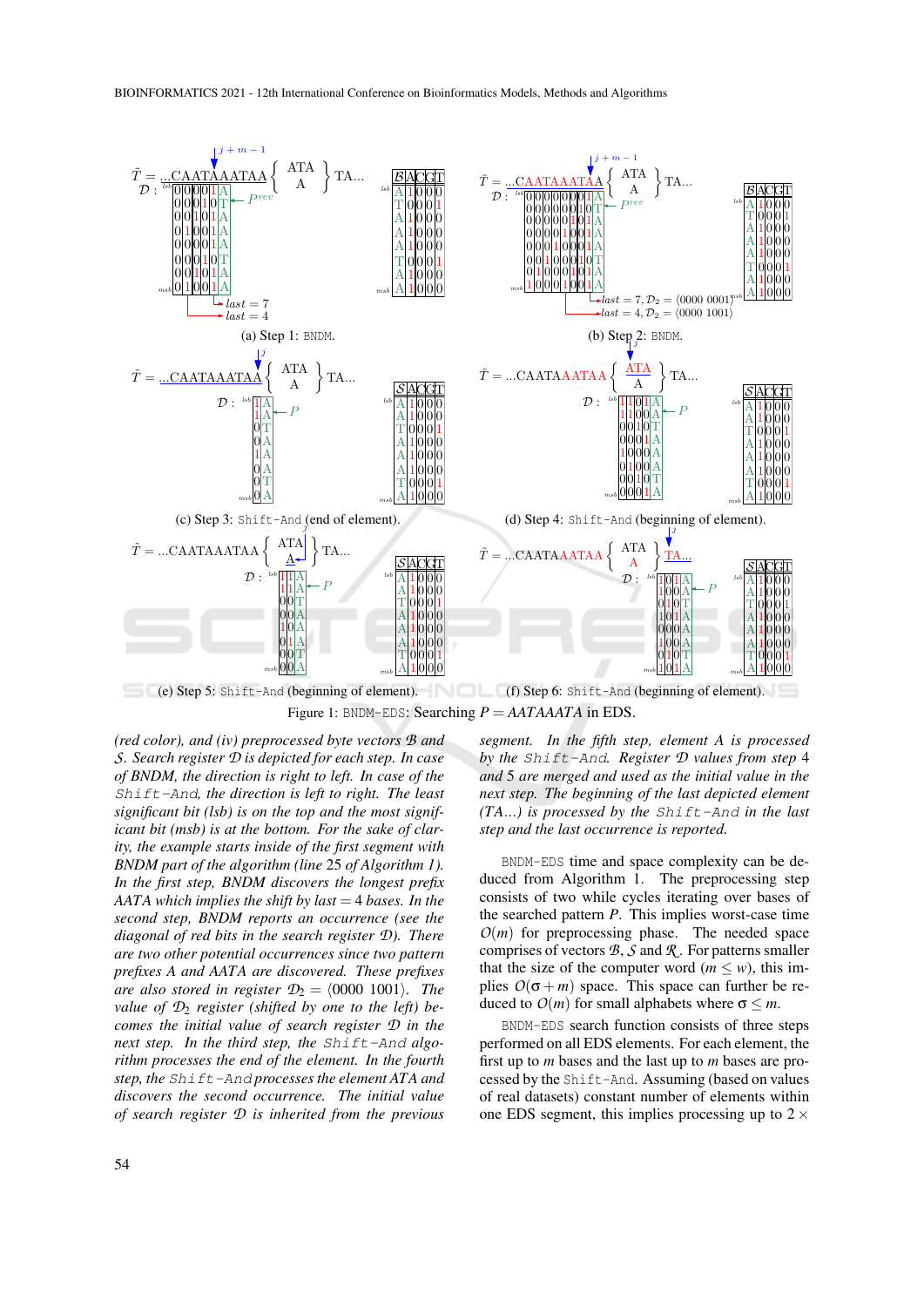(a) Step 1: BNDM.

(b) Step 2: BNDM.

(c) Step 3: Shift-And (end of element).

(d) Step 4: Shift-And (beginning of element).

(e) Step 5: Shift-And (beginning of element).

(f) Step 6: Shift-And (beginning of element).

Figure 1: BNDM-EDS: Searching $P = AATAAATA$ in EDS.

*(red color), and (iv) preprocessed byte vectors $\mathcal{B}$ and $\mathcal{S}$. Search register $\mathcal{D}$ is depicted for each step. In case of BNDM, the direction is right to left. In case of* Shift-And*, the direction is left to right. The least significant bit (lsb) is on the top and the most significant bit (msb) is at the bottom. For the sake of clarity, the example starts inside of the first segment with BNDM part of the algorithm (line 25 of Algorithm 1). In the first step, BNDM discovers the longest prefix AATA which implies the shift by last = 4 bases. In the second step, BNDM reports an occurrence (see the diagonal of red bits in the search register $\mathcal{D}$). There are two other potential occurrences since two pattern prefixes A and AATA are discovered. These prefixes are also stored in register $\mathcal{D}_2 = \langle 0000\ 1001 \rangle$. The value of $\mathcal{D}_2$ register (shifted by one to the left) becomes the initial value of search register $\mathcal{D}$ in the next step. In the third step, the* Shift-And *algorithm processes the end of the element. In the fourth step, the* Shift-And *processes the element ATA and discovers the second occurrence. The initial value of search register $\mathcal{D}$ is inherited from the previous segment. In the fifth step, element A is processed by the* Shift-And*. Register $\mathcal{D}$ values from step 4 and 5 are merged and used as the initial value in the next step. The beginning of the last depicted element (TA...) is processed by the* Shift-And *in the last step and the last occurrence is reported.*

BNDM-EDS time and space complexity can be deduced from Algorithm 1. The preprocessing step consists of two while cycles iterating over bases of the searched pattern $P$. This implies worst-case time $O(m)$ for preprocessing phase. The needed space comprises of vectors $\mathcal{B}$, $\mathcal{S}$ and $\mathcal{R}$. For patterns smaller that the size of the computer word ($m \leq w$), this implies $O(\sigma + m)$ space. This space can further be reduced to $O(m)$ for small alphabets where $\sigma \leq m$.

BNDM-EDS search function consists of three steps performed on all EDS elements. For each element, the first up to $m$ bases and the last up to $m$ bases are processed by the Shift-And. Assuming (based on values of real datasets) constant number of elements within one EDS segment, this implies processing up to $2 \times$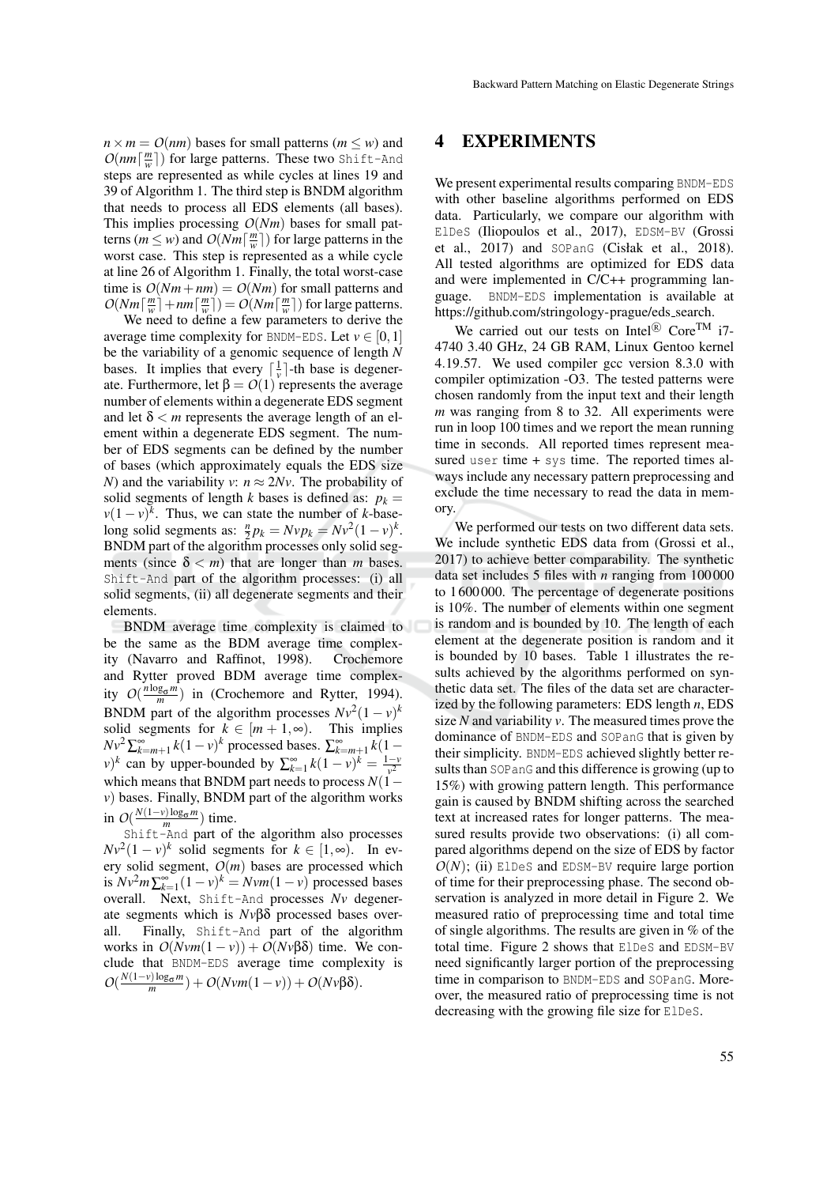$n \times m = O(nm)$ bases for small patterns ($m \leq w$) and $O(nm\lceil \frac{m}{w} \rceil)$ for large patterns. These two Shift-And steps are represented as while cycles at lines 19 and 39 of Algorithm 1. The third step is BNDM algorithm that needs to process all EDS elements (all bases). This implies processing $O(Nm)$ bases for small patterns ($m \leq w$) and $O(Nm\lceil \frac{m}{w} \rceil)$ for large patterns in the worst case. This step is represented as a while cycle at line 26 of Algorithm 1. Finally, the total worst-case time is $O(Nm + nm) = O(Nm)$ for small patterns and $O(Nm\lceil \frac{m}{w} \rceil + nm\lceil \frac{m}{w} \rceil) = O(Nm\lceil \frac{m}{w} \rceil)$ for large patterns.

We need to define a few parameters to derive the average time complexity for BNDM-EDS. Let $v \in [0, 1]$ be the variability of a genomic sequence of length $N$ bases. It implies that every $\lceil \frac{1}{v} \rceil$-th base is degenerate. Furthermore, let $\beta = O(1)$ represents the average number of elements within a degenerate EDS segment and let $\delta < m$ represents the average length of an element within a degenerate EDS segment. The number of EDS segments can be defined by the number of bases (which approximately equals the EDS size $N$) and the variability $v$: $n \approx 2Nv$. The probability of solid segments of length $k$ bases is defined as: $p_k = v(1-v)^k$. Thus, we can state the number of $k$-baselong solid segments as: $\frac{n}{2} p_k = Nvp_k = Nv^2(1-v)^k$. BNDM part of the algorithm processes only solid segments (since $\delta < m$) that are longer than $m$ bases. Shift-And part of the algorithm processes: (i) all solid segments, (ii) all degenerate segments and their elements.

BNDM average time complexity is claimed to be the same as the BDM average time complexity (Navarro and Raffinot, 1998). Crochemore and Rytter proved BDM average time complexity $O(\frac{n \log_\sigma m}{m})$ in (Crochemore and Rytter, 1994). BNDM part of the algorithm processes $Nv^2(1-v)^k$ solid segments for $k \in [m+1, \infty)$. This implies $Nv^2 \sum_{k=m+1}^{\infty} k(1-v)^k$ processed bases. $\sum_{k=m+1}^{\infty} k(1-v)^k$ can by upper-bounded by $\sum_{k=1}^{\infty} k(1-v)^k = \frac{1-v}{v^2}$ which means that BNDM part needs to process $N(1-v)$ bases. Finally, BNDM part of the algorithm works in $O(\frac{N(1-v)\log_\sigma m}{m})$ time.

Shift-And part of the algorithm also processes $Nv^2(1-v)^k$ solid segments for $k \in [1, \infty)$. In every solid segment, $O(m)$ bases are processed which is $Nv^2 m \sum_{k=1}^{\infty} (1-v)^k = Nvm(1-v)$ processed bases overall. Next, Shift-And processes $Nv$ degenerate segments which is $Nv\beta\delta$ processed bases overall. Finally, Shift-And part of the algorithm works in $O(Nvm(1-v)) + O(Nv\beta\delta)$ time. We conclude that BNDM-EDS average time complexity is $O(\frac{N(1-v)\log_\sigma m}{m}) + O(Nvm(1-v)) + O(Nv\beta\delta)$.

# 4 EXPERIMENTS

We present experimental results comparing BNDM-EDS with other baseline algorithms performed on EDS data. Particularly, we compare our algorithm with ElDeS (Iliopoulos et al., 2017), EDSM-BV (Grossi et al., 2017) and SOPanG (Cisłak et al., 2018). All tested algorithms are optimized for EDS data and were implemented in C/C++ programming language. BNDM-EDS implementation is available at https://github.com/stringology-prague/eds_search.

We carried out our tests on Intel® Core™ i7-4740 3.40 GHz, 24 GB RAM, Linux Gentoo kernel 4.19.57. We used compiler gcc version 8.3.0 with compiler optimization -O3. The tested patterns were chosen randomly from the input text and their length $m$ was ranging from 8 to 32. All experiments were run in loop 100 times and we report the mean running time in seconds. All reported times represent measured user time + sys time. The reported times always include any necessary pattern preprocessing and exclude the time necessary to read the data in memory.

We performed our tests on two different data sets. We include synthetic EDS data from (Grossi et al., 2017) to achieve better comparability. The synthetic data set includes 5 files with $n$ ranging from 100 000 to 1 600 000. The percentage of degenerate positions is 10%. The number of elements within one segment is random and is bounded by 10. The length of each element at the degenerate position is random and it is bounded by 10 bases. Table 1 illustrates the results achieved by the algorithms performed on synthetic data set. The files of the data set are characterized by the following parameters: EDS length $n$, EDS size $N$ and variability $v$. The measured times prove the dominance of BNDM-EDS and SOPanG that is given by their simplicity. BNDM-EDS achieved slightly better results than SOPanG and this difference is growing (up to 15%) with growing pattern length. This performance gain is caused by BNDM shifting across the searched text at increased rates for longer patterns. The measured results provide two observations: (i) all compared algorithms depend on the size of EDS by factor $O(N)$; (ii) ElDeS and EDSM-BV require large portion of time for their preprocessing phase. The second observation is analyzed in more detail in Figure 2. We measured ratio of preprocessing time and total time of single algorithms. The results are given in % of the total time. Figure 2 shows that ElDeS and EDSM-BV need significantly larger portion of the preprocessing time in comparison to BNDM-EDS and SOPanG. Moreover, the measured ratio of preprocessing time is not decreasing with the growing file size for ElDeS.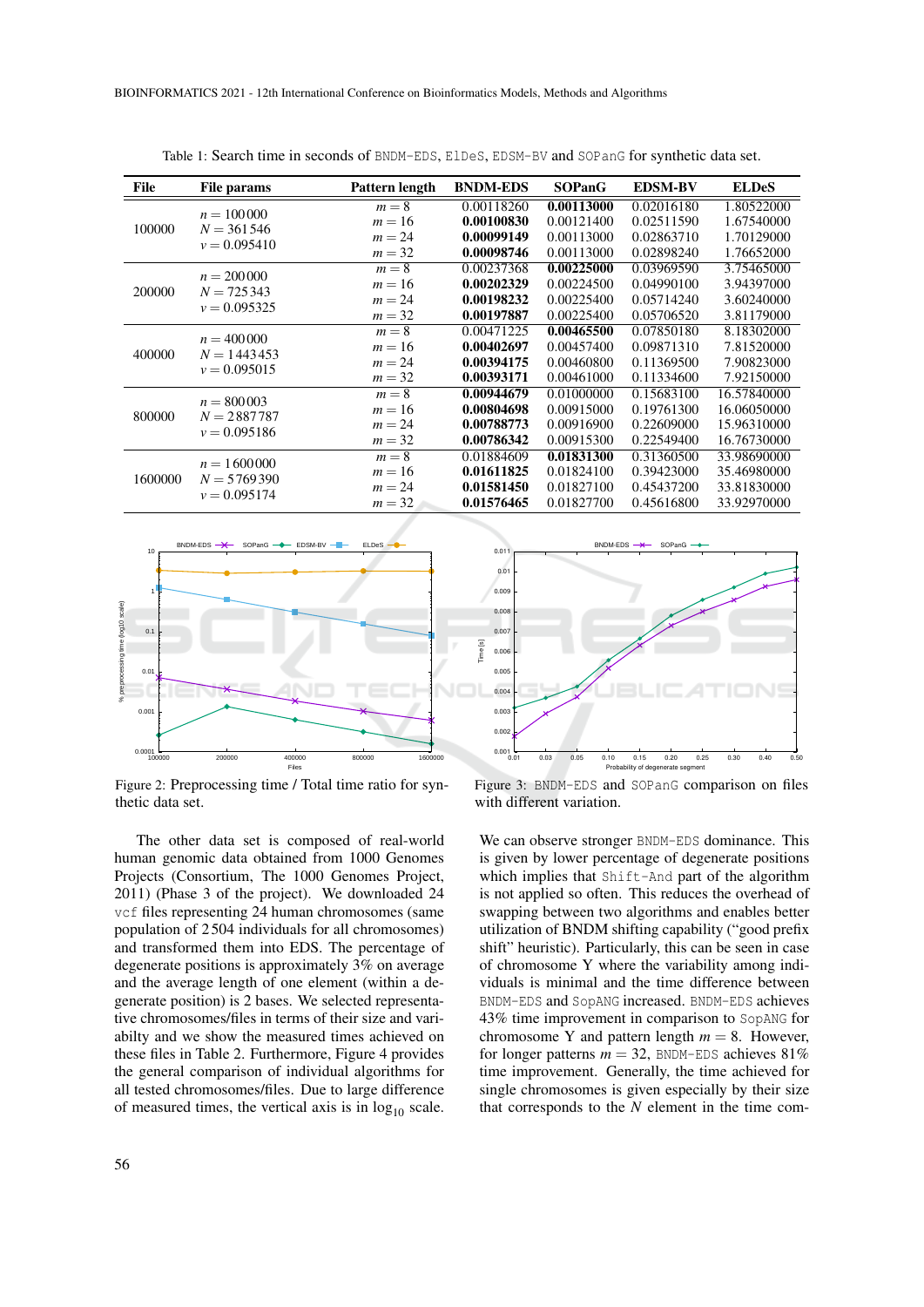Table 1: Search time in seconds of BNDM-EDS, ElDeS, EDSM-BV and SOPanG for synthetic data set.

| File | File params | Pattern length | BNDM-EDS | SOPanG | EDSM-BV | ELDeS |
|---|---|---|---|---|---|---|
| 100000 | $n = 100\,000$ $N = 361\,546$ $v = 0.095410$ | $m = 8$ | 0.00118260 | **0.00113000** | 0.02016180 | 1.80522000 |
| | | $m = 16$ | **0.00100830** | 0.00121400 | 0.02511590 | 1.67540000 |
| | | $m = 24$ | **0.00099149** | 0.00113000 | 0.02863710 | 1.70129000 |
| | | $m = 32$ | **0.00098746** | 0.00113000 | 0.02898240 | 1.76652000 |
| 200000 | $n = 200\,000$ $N = 725\,343$ $v = 0.095325$ | $m = 8$ | 0.00237368 | **0.00225000** | 0.03969590 | 3.75465000 |
| | | $m = 16$ | **0.00202329** | 0.00224500 | 0.04990100 | 3.94397000 |
| | | $m = 24$ | **0.00198232** | 0.00225400 | 0.05714240 | 3.60240000 |
| | | $m = 32$ | **0.00197887** | 0.00225400 | 0.05706520 | 3.81179000 |
| 400000 | $n = 400\,000$ $N = 1\,443\,453$ $v = 0.095015$ | $m = 8$ | 0.00471225 | **0.00465500** | 0.07850180 | 8.18302000 |
| | | $m = 16$ | **0.00402697** | 0.00457400 | 0.09871310 | 7.81520000 |
| | | $m = 24$ | **0.00394175** | 0.00460800 | 0.11369500 | 7.90823000 |
| | | $m = 32$ | **0.00393171** | 0.00461000 | 0.11334600 | 7.92150000 |
| 800000 | $n = 800\,003$ $N = 2\,887\,787$ $v = 0.095186$ | $m = 8$ | **0.00944679** | 0.01000000 | 0.15683100 | 16.57840000 |
| | | $m = 16$ | **0.00804698** | 0.00915000 | 0.19761300 | 16.06050000 |
| | | $m = 24$ | **0.00788773** | 0.00916900 | 0.22609000 | 15.96310000 |
| | | $m = 32$ | **0.00786342** | 0.00915300 | 0.22549400 | 16.76730000 |
| 1600000 | $n = 1\,600\,000$ $N = 5\,769\,390$ $v = 0.095174$ | $m = 8$ | 0.01884609 | **0.01831300** | 0.31360500 | 33.98690000 |
| | | $m = 16$ | **0.01611825** | 0.01824100 | 0.39423000 | 35.46980000 |
| | | $m = 24$ | **0.01581450** | 0.01827100 | 0.45437200 | 33.81830000 |
| | | $m = 32$ | **0.01576465** | 0.01827700 | 0.45616800 | 33.92970000 |

Figure 2: Preprocessing time / Total time ratio for synthetic data set.

Figure 3: BNDM-EDS and SOPanG comparison on files with different variation.

The other data set is composed of real-world human genomic data obtained from 1000 Genomes Projects (Consortium, The 1000 Genomes Project, 2011) (Phase 3 of the project). We downloaded 24 vcf files representing 24 human chromosomes (same population of 2 504 individuals for all chromosomes) and transformed them into EDS. The percentage of degenerate positions is approximately 3% on average and the average length of one element (within a degenerate position) is 2 bases. We selected representative chromosomes/files in terms of their size and variabilty and we show the measured times achieved on these files in Table 2. Furthermore, Figure 4 provides the general comparison of individual algorithms for all tested chromosomes/files. Due to large difference of measured times, the vertical axis is in $\log_{10}$ scale.

We can observe stronger BNDM-EDS dominance. This is given by lower percentage of degenerate positions which implies that Shift-And part of the algorithm is not applied so often. This reduces the overhead of swapping between two algorithms and enables better utilization of BNDM shifting capability ("good prefix shift" heuristic). Particularly, this can be seen in case of chromosome Y where the variability among individuals is minimal and the time difference between BNDM-EDS and SopANG increased. BNDM-EDS achieves 43% time improvement in comparison to SopANG for chromosome Y and pattern length $m = 8$. However, for longer patterns $m = 32$, BNDM-EDS achieves 81% time improvement. Generally, the time achieved for single chromosomes is given especially by their size that corresponds to the $N$ element in the time com-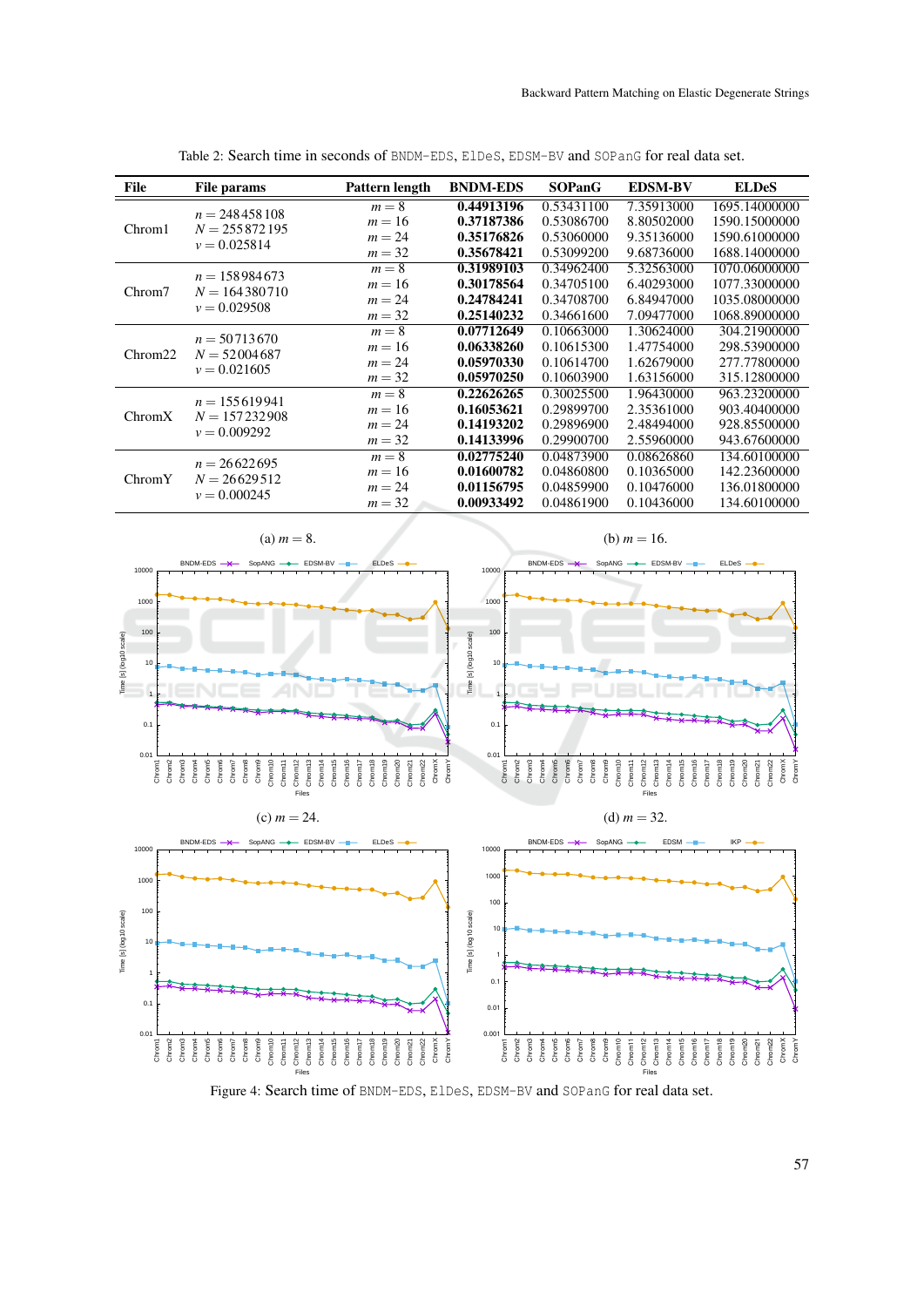Table 2: Search time in seconds of `BNDM-EDS`, `ElDeS`, `EDSM-BV` and `SOPanG` for real data set.

| File | File params | Pattern length | BNDM-EDS | SOPanG | EDSM-BV | ElDeS |
|---|---|---|---|---|---|---|
| Chrom1 | $n = 248\,458\,108$ $N = 255\,872\,195$ $\nu = 0.025814$ | $m = 8$ | **0.44913196** | 0.53431100 | 7.35913000 | 1695.14000000 |
| | | $m = 16$ | **0.37187386** | 0.53086700 | 8.80502000 | 1590.15000000 |
| | | $m = 24$ | **0.35176826** | 0.53060000 | 9.35136000 | 1590.61000000 |
| | | $m = 32$ | **0.35678421** | 0.53099200 | 9.68736000 | 1688.14000000 |
| Chrom7 | $n = 158\,984\,673$ $N = 164\,380\,710$ $\nu = 0.029508$ | $m = 8$ | **0.31989103** | 0.34962400 | 5.32563000 | 1070.06000000 |
| | | $m = 16$ | **0.30178564** | 0.34705100 | 6.40293000 | 1077.33000000 |
| | | $m = 24$ | **0.24784241** | 0.34708700 | 6.84947000 | 1035.08000000 |
| | | $m = 32$ | **0.25140232** | 0.34661600 | 7.09477000 | 1068.89000000 |
| Chrom22 | $n = 50\,713\,670$ $N = 52\,004\,687$ $\nu = 0.021605$ | $m = 8$ | **0.07712649** | 0.10663000 | 1.30624000 | 304.21900000 |
| | | $m = 16$ | **0.06338260** | 0.10615300 | 1.47754000 | 298.53900000 |
| | | $m = 24$ | **0.05970330** | 0.10614700 | 1.62679000 | 277.77800000 |
| | | $m = 32$ | **0.05970250** | 0.10603900 | 1.63156000 | 315.12800000 |
| ChromX | $n = 155\,619\,941$ $N = 157\,232\,908$ $\nu = 0.009292$ | $m = 8$ | **0.22626265** | 0.30025500 | 1.96430000 | 963.23200000 |
| | | $m = 16$ | **0.16053621** | 0.29899700 | 2.35361000 | 903.40400000 |
| | | $m = 24$ | **0.14193202** | 0.29896900 | 2.48494000 | 928.85500000 |
| | | $m = 32$ | **0.14133996** | 0.29900700 | 2.55960000 | 943.67600000 |
| ChromY | $n = 26\,622\,695$ $N = 26\,629\,512$ $\nu = 0.000245$ | $m = 8$ | **0.02775240** | 0.04873900 | 0.08626860 | 134.60100000 |
| | | $m = 16$ | **0.01600782** | 0.04860800 | 0.10365000 | 142.23600000 |
| | | $m = 24$ | **0.01156795** | 0.04859900 | 0.10476000 | 136.01800000 |
| | | $m = 32$ | **0.00933492** | 0.04861900 | 0.10436000 | 134.60100000 |

(a) $m = 8$. (b) $m = 16$. (c) $m = 24$. (d) $m = 32$.

Figure 4: Search time of `BNDM-EDS`, `ElDeS`, `EDSM-BV` and `SOPanG` for real data set.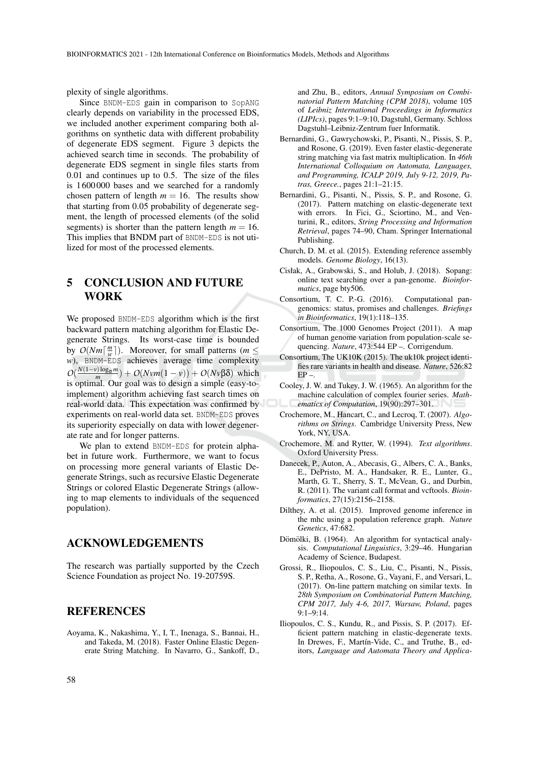plexity of single algorithms.

Since BNDM-EDS gain in comparison to SopANG clearly depends on variability in the processed EDS, we included another experiment comparing both algorithms on synthetic data with different probability of degenerate EDS segment. Figure 3 depicts the achieved search time in seconds. The probability of degenerate EDS segment in single files starts from 0.01 and continues up to 0.5. The size of the files is 1 600 000 bases and we searched for a randomly chosen pattern of length $m = 16$. The results show that starting from 0.05 probability of degenerate segment, the length of processed elements (of the solid segments) is shorter than the pattern length $m = 16$. This implies that BNDM part of BNDM-EDS is not utilized for most of the processed elements.

# 5 CONCLUSION AND FUTURE WORK

We proposed BNDM-EDS algorithm which is the first backward pattern matching algorithm for Elastic Degenerate Strings. Its worst-case time is bounded by $O(Nm\lceil \frac{m}{w} \rceil)$. Moreover, for small patterns ($m \leq w$), BNDM-EDS achieves average time complexity $O(\frac{N(1-v)\log_\sigma m}{m}) + O(Nvm(1-v)) + O(Nv\beta\delta)$ which is optimal. Our goal was to design a simple (easy-to-implement) algorithm achieving fast search times on real-world data. This expectation was confirmed by experiments on real-world data set. BNDM-EDS proves its superiority especially on data with lower degenerate rate and for longer patterns.

We plan to extend BNDM-EDS for protein alphabet in future work. Furthermore, we want to focus on processing more general variants of Elastic Degenerate Strings, such as recursive Elastic Degenerate Strings or colored Elastic Degenerate Strings (allowing to map elements to individuals of the sequenced population).

# ACKNOWLEDGEMENTS

The research was partially supported by the Czech Science Foundation as project No. 19-20759S.

# REFERENCES

Aoyama, K., Nakashima, Y., I, T., Inenaga, S., Bannai, H., and Takeda, M. (2018). Faster Online Elastic Degenerate String Matching. In Navarro, G., Sankoff, D., and Zhu, B., editors, *Annual Symposium on Combinatorial Pattern Matching (CPM 2018)*, volume 105 of *Leibniz International Proceedings in Informatics (LIPIcs)*, pages 9:1–9:10, Dagstuhl, Germany. Schloss Dagstuhl–Leibniz-Zentrum fuer Informatik.

Bernardini, G., Gawrychowski, P., Pisanti, N., Pissis, S. P., and Rosone, G. (2019). Even faster elastic-degenerate string matching via fast matrix multiplication. In *46th International Colloquium on Automata, Languages, and Programming, ICALP 2019, July 9-12, 2019, Patras, Greece.*, pages 21:1–21:15.

Bernardini, G., Pisanti, N., Pissis, S. P., and Rosone, G. (2017). Pattern matching on elastic-degenerate text with errors. In Fici, G., Sciortino, M., and Venturini, R., editors, *String Processing and Information Retrieval*, pages 74–90, Cham. Springer International Publishing.

Church, D. M. et al. (2015). Extending reference assembly models. *Genome Biology*, 16(13).

Cisłak, A., Grabowski, S., and Holub, J. (2018). Sopang: online text searching over a pan-genome. *Bioinformatics*, page bty506.

Consortium, T. C. P.-G. (2016). Computational pangenomics: status, promises and challenges. *Briefings in Bioinformatics*, 19(1):118–135.

Consortium, The 1000 Genomes Project (2011). A map of human genome variation from population-scale sequencing. *Nature*, 473:544 EP –. Corrigendum.

Consortium, The UK10K (2015). The uk10k project identifies rare variants in health and disease. *Nature*, 526:82 EP –.

Cooley, J. W. and Tukey, J. W. (1965). An algorithm for the machine calculation of complex fourier series. *Mathematics of Computation*, 19(90):297–301.

Crochemore, M., Hancart, C., and Lecroq, T. (2007). *Algorithms on Strings*. Cambridge University Press, New York, NY, USA.

Crochemore, M. and Rytter, W. (1994). *Text algorithms*. Oxford University Press.

Danecek, P., Auton, A., Abecasis, G., Albers, C. A., Banks, E., DePristo, M. A., Handsaker, R. E., Lunter, G., Marth, G. T., Sherry, S. T., McVean, G., and Durbin, R. (2011). The variant call format and vcftools. *Bioinformatics*, 27(15):2156–2158.

Dilthey, A. et al. (2015). Improved genome inference in the mhc using a population reference graph. *Nature Genetics*, 47:682.

Dömölki, B. (1964). An algorithm for syntactical analysis. *Computational Linguistics*, 3:29–46. Hungarian Academy of Science, Budapest.

Grossi, R., Iliopoulos, C. S., Liu, C., Pisanti, N., Pissis, S. P., Retha, A., Rosone, G., Vayani, F., and Versari, L. (2017). On-line pattern matching on similar texts. In *28th Symposium on Combinatorial Pattern Matching, CPM 2017, July 4-6, 2017, Warsaw, Poland*, pages 9:1–9:14.

Iliopoulos, C. S., Kundu, R., and Pissis, S. P. (2017). Efficient pattern matching in elastic-degenerate texts. In Drewes, F., Martín-Vide, C., and Truthe, B., editors, *Language and Automata Theory and Applica-*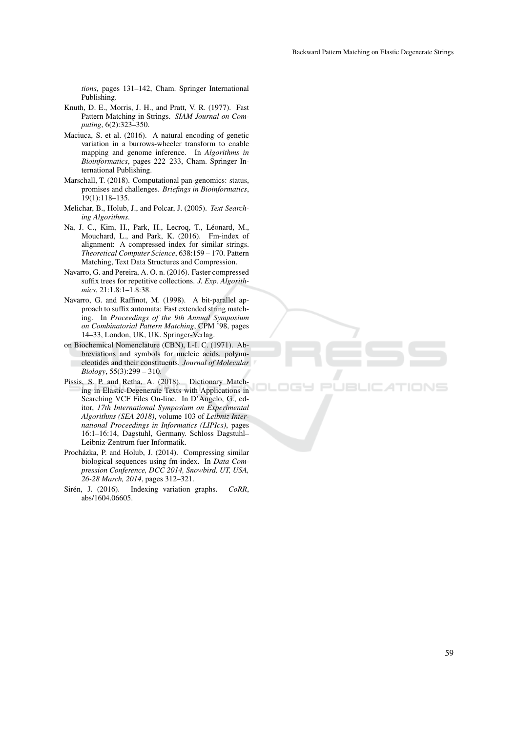*tions*, pages 131–142, Cham. Springer International Publishing.

Knuth, D. E., Morris, J. H., and Pratt, V. R. (1977). Fast Pattern Matching in Strings. *SIAM Journal on Computing*, 6(2):323–350.

Maciuca, S. et al. (2016). A natural encoding of genetic variation in a burrows-wheeler transform to enable mapping and genome inference. In *Algorithms in Bioinformatics*, pages 222–233, Cham. Springer International Publishing.

Marschall, T. (2018). Computational pan-genomics: status, promises and challenges. *Briefings in Bioinformatics*, 19(1):118–135.

Melichar, B., Holub, J., and Polcar, J. (2005). *Text Searching Algorithms*.

Na, J. C., Kim, H., Park, H., Lecroq, T., Léonard, M., Mouchard, L., and Park, K. (2016). Fm-index of alignment: A compressed index for similar strings. *Theoretical Computer Science*, 638:159 – 170. Pattern Matching, Text Data Structures and Compression.

Navarro, G. and Pereira, A. O. n. (2016). Faster compressed suffix trees for repetitive collections. *J. Exp. Algorithmics*, 21:1.8:1–1.8:38.

Navarro, G. and Raffinot, M. (1998). A bit-parallel approach to suffix automata: Fast extended string matching. In *Proceedings of the 9th Annual Symposium on Combinatorial Pattern Matching*, CPM '98, pages 14–33, London, UK, UK. Springer-Verlag.

on Biochemical Nomenclature (CBN), I.-I. C. (1971). Abbreviations and symbols for nucleic acids, polynucleotides and their constituents. *Journal of Molecular Biology*, 55(3):299 – 310.

Pissis, S. P. and Retha, A. (2018). Dictionary Matching in Elastic-Degenerate Texts with Applications in Searching VCF Files On-line. In D'Angelo, G., editor, *17th International Symposium on Experimental Algorithms (SEA 2018)*, volume 103 of *Leibniz International Proceedings in Informatics (LIPIcs)*, pages 16:1–16:14, Dagstuhl, Germany. Schloss Dagstuhl–Leibniz-Zentrum fuer Informatik.

Procházka, P. and Holub, J. (2014). Compressing similar biological sequences using fm-index. In *Data Compression Conference, DCC 2014, Snowbird, UT, USA, 26-28 March, 2014*, pages 312–321.

Sirén, J. (2016). Indexing variation graphs. *CoRR*, abs/1604.06605.